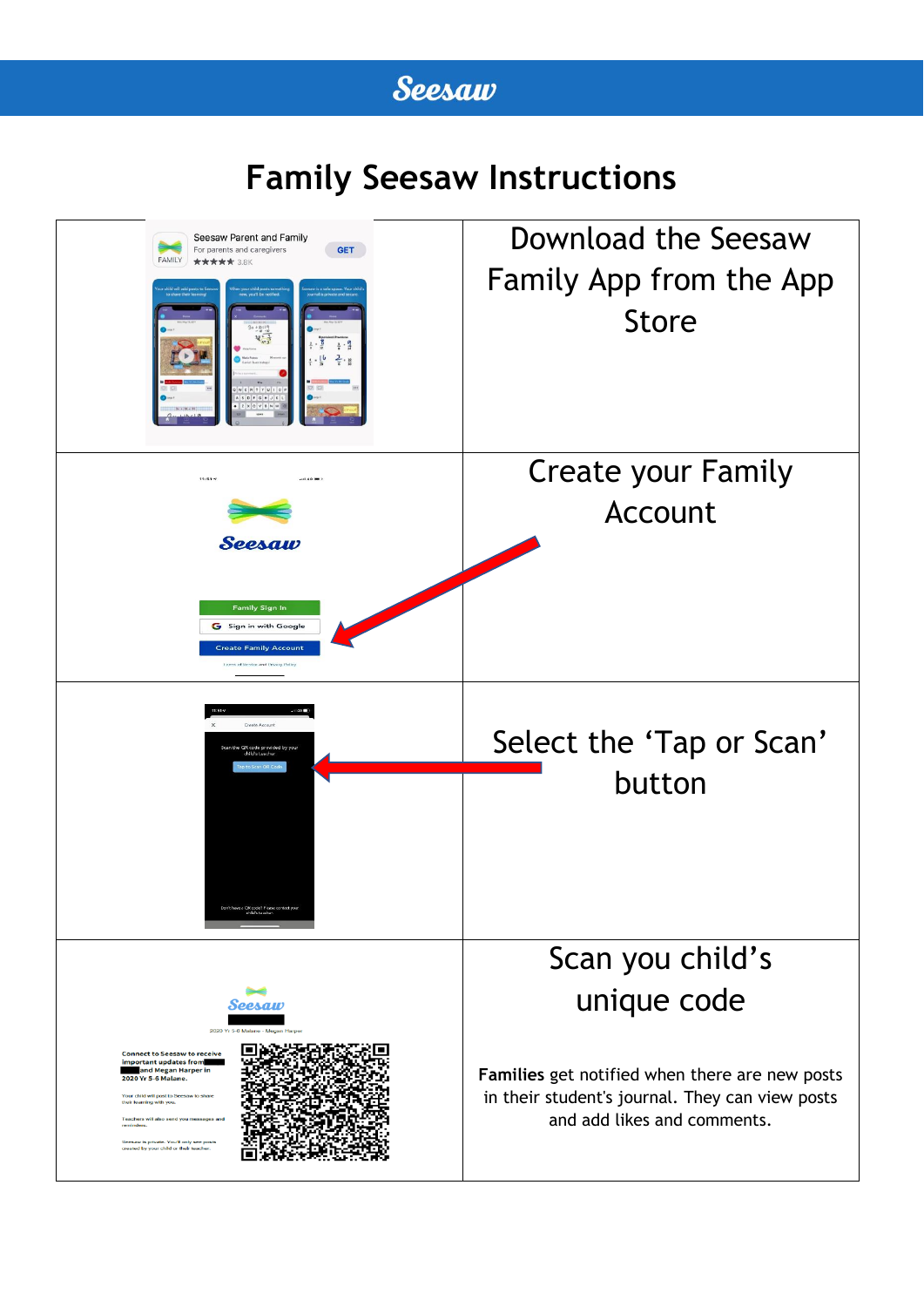Seesaw

# Family Seesaw Instructions

Download the Seesaw Family App from the App Store

Create your Family Account

Select the 'Tap or Scan' button

Scan you child's unique code

**Families** get notified when there are new posts in their student's journal. They can view posts and add likes and comments.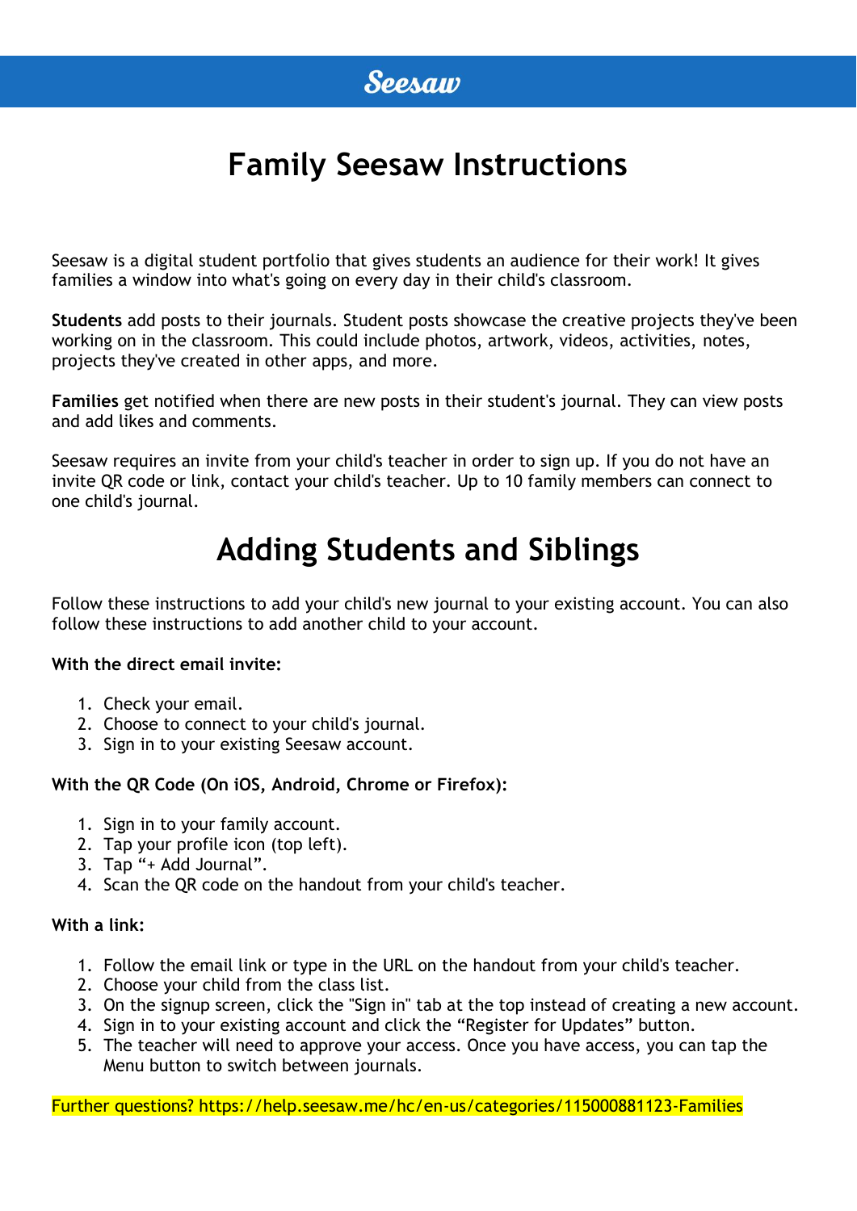Seesaw

# Family Seesaw Instructions

Seesaw is a digital student portfolio that gives students an audience for their work! It gives families a window into what's going on every day in their child's classroom.

**Students** add posts to their journals. Student posts showcase the creative projects they've been working on in the classroom. This could include photos, artwork, videos, activities, notes, projects they've created in other apps, and more.

**Families** get notified when there are new posts in their student's journal. They can view posts and add likes and comments.

Seesaw requires an invite from your child's teacher in order to sign up. If you do not have an invite QR code or link, contact your child's teacher. Up to 10 family members can connect to one child's journal.

# Adding Students and Siblings

Follow these instructions to add your child's new journal to your existing account. You can also follow these instructions to add another child to your account.

**With the direct email invite:**

1. Check your email.
2. Choose to connect to your child's journal.
3. Sign in to your existing Seesaw account.

**With the QR Code (On iOS, Android, Chrome or Firefox):**

1. Sign in to your family account.
2. Tap your profile icon (top left).
3. Tap “+ Add Journal”.
4. Scan the QR code on the handout from your child's teacher.

**With a link:**

1. Follow the email link or type in the URL on the handout from your child's teacher.
2. Choose your child from the class list.
3. On the signup screen, click the "Sign in" tab at the top instead of creating a new account.
4. Sign in to your existing account and click the “Register for Updates” button.
5. The teacher will need to approve your access. Once you have access, you can tap the Menu button to switch between journals.

Further questions? https://help.seesaw.me/hc/en-us/categories/115000881123-Families